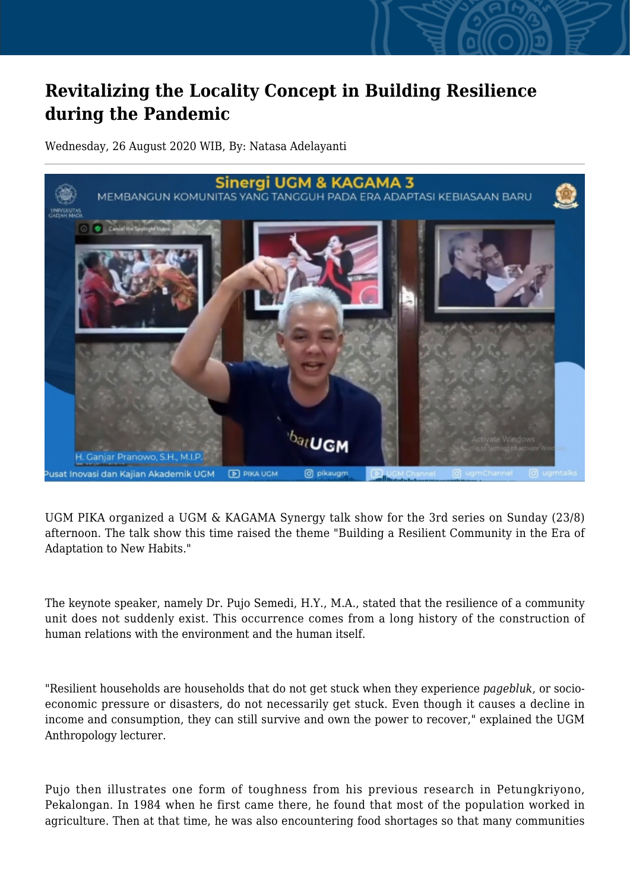# Revitalizing the Locality Concept in Building Resilience during the Pandemic

Wednesday, 26 August 2020 WIB, By: Natasa Adelayanti

UGM PIKA organized a UGM & KAGAMA Synergy talk show for the 3rd series on Sunday (23/8) afternoon. The talk show this time raised the theme "Building a Resilient Community in the Era of Adaptation to New Habits."

The keynote speaker, namely Dr. Pujo Semedi, H.Y., M.A., stated that the resilience of a community unit does not suddenly exist. This occurrence comes from a long history of the construction of human relations with the environment and the human itself.

"Resilient households are households that do not get stuck when they experience *pagebluk*, or socio-economic pressure or disasters, do not necessarily get stuck. Even though it causes a decline in income and consumption, they can still survive and own the power to recover," explained the UGM Anthropology lecturer.

Pujo then illustrates one form of toughness from his previous research in Petungkriyono, Pekalongan. In 1984 when he first came there, he found that most of the population worked in agriculture. Then at that time, he was also encountering food shortages so that many communities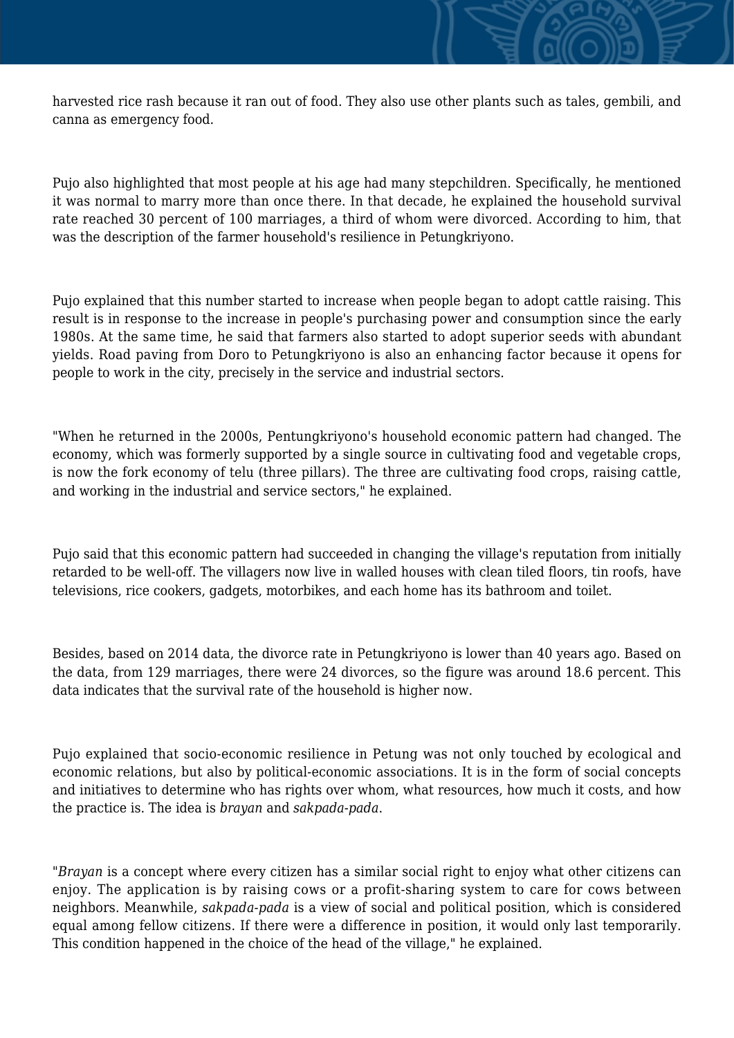harvested rice rash because it ran out of food. They also use other plants such as tales, gembili, and canna as emergency food.

Pujo also highlighted that most people at his age had many stepchildren. Specifically, he mentioned it was normal to marry more than once there. In that decade, he explained the household survival rate reached 30 percent of 100 marriages, a third of whom were divorced. According to him, that was the description of the farmer household's resilience in Petungkriyono.

Pujo explained that this number started to increase when people began to adopt cattle raising. This result is in response to the increase in people's purchasing power and consumption since the early 1980s. At the same time, he said that farmers also started to adopt superior seeds with abundant yields. Road paving from Doro to Petungkriyono is also an enhancing factor because it opens for people to work in the city, precisely in the service and industrial sectors.

"When he returned in the 2000s, Pentungkriyono's household economic pattern had changed. The economy, which was formerly supported by a single source in cultivating food and vegetable crops, is now the fork economy of telu (three pillars). The three are cultivating food crops, raising cattle, and working in the industrial and service sectors," he explained.

Pujo said that this economic pattern had succeeded in changing the village's reputation from initially retarded to be well-off. The villagers now live in walled houses with clean tiled floors, tin roofs, have televisions, rice cookers, gadgets, motorbikes, and each home has its bathroom and toilet.

Besides, based on 2014 data, the divorce rate in Petungkriyono is lower than 40 years ago. Based on the data, from 129 marriages, there were 24 divorces, so the figure was around 18.6 percent. This data indicates that the survival rate of the household is higher now.

Pujo explained that socio-economic resilience in Petung was not only touched by ecological and economic relations, but also by political-economic associations. It is in the form of social concepts and initiatives to determine who has rights over whom, what resources, how much it costs, and how the practice is. The idea is *brayan* and *sakpada-pada*.

"*Brayan* is a concept where every citizen has a similar social right to enjoy what other citizens can enjoy. The application is by raising cows or a profit-sharing system to care for cows between neighbors. Meanwhile, *sakpada-pada* is a view of social and political position, which is considered equal among fellow citizens. If there were a difference in position, it would only last temporarily. This condition happened in the choice of the head of the village," he explained.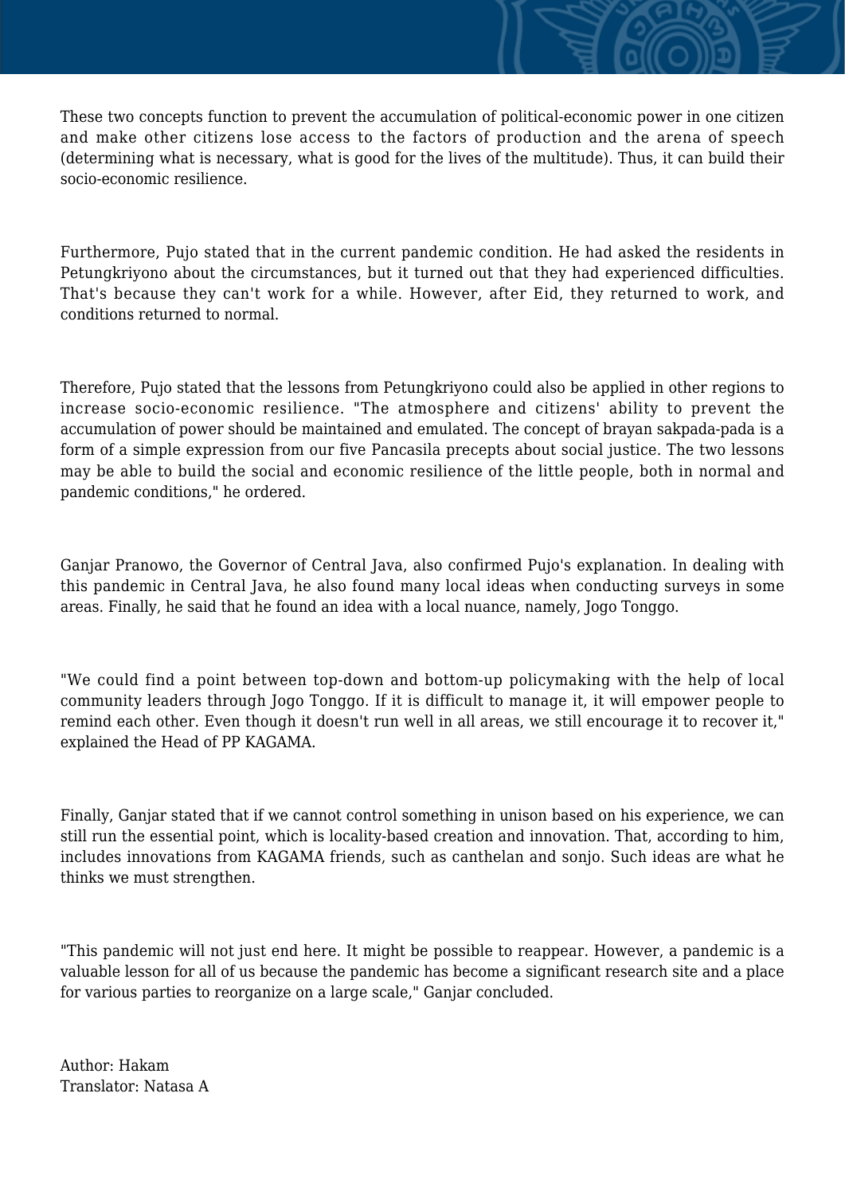These two concepts function to prevent the accumulation of political-economic power in one citizen and make other citizens lose access to the factors of production and the arena of speech (determining what is necessary, what is good for the lives of the multitude). Thus, it can build their socio-economic resilience.

Furthermore, Pujo stated that in the current pandemic condition. He had asked the residents in Petungkriyono about the circumstances, but it turned out that they had experienced difficulties. That's because they can't work for a while. However, after Eid, they returned to work, and conditions returned to normal.

Therefore, Pujo stated that the lessons from Petungkriyono could also be applied in other regions to increase socio-economic resilience. "The atmosphere and citizens' ability to prevent the accumulation of power should be maintained and emulated. The concept of brayan sakpada-pada is a form of a simple expression from our five Pancasila precepts about social justice. The two lessons may be able to build the social and economic resilience of the little people, both in normal and pandemic conditions," he ordered.

Ganjar Pranowo, the Governor of Central Java, also confirmed Pujo's explanation. In dealing with this pandemic in Central Java, he also found many local ideas when conducting surveys in some areas. Finally, he said that he found an idea with a local nuance, namely, Jogo Tonggo.

"We could find a point between top-down and bottom-up policymaking with the help of local community leaders through Jogo Tonggo. If it is difficult to manage it, it will empower people to remind each other. Even though it doesn't run well in all areas, we still encourage it to recover it," explained the Head of PP KAGAMA.

Finally, Ganjar stated that if we cannot control something in unison based on his experience, we can still run the essential point, which is locality-based creation and innovation. That, according to him, includes innovations from KAGAMA friends, such as canthelan and sonjo. Such ideas are what he thinks we must strengthen.

"This pandemic will not just end here. It might be possible to reappear. However, a pandemic is a valuable lesson for all of us because the pandemic has become a significant research site and a place for various parties to reorganize on a large scale," Ganjar concluded.

Author: Hakam
Translator: Natasa A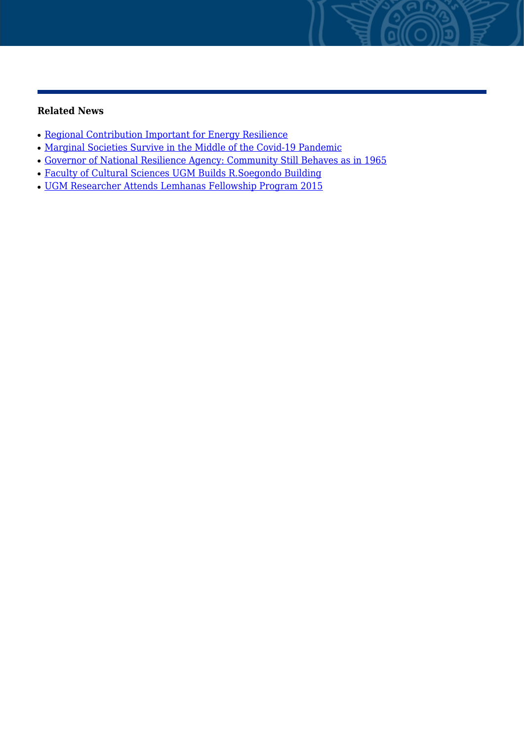**Related News**

- Regional Contribution Important for Energy Resilience
- Marginal Societies Survive in the Middle of the Covid-19 Pandemic
- Governor of National Resilience Agency: Community Still Behaves as in 1965
- Faculty of Cultural Sciences UGM Builds R.Soegondo Building
- UGM Researcher Attends Lemhanas Fellowship Program 2015